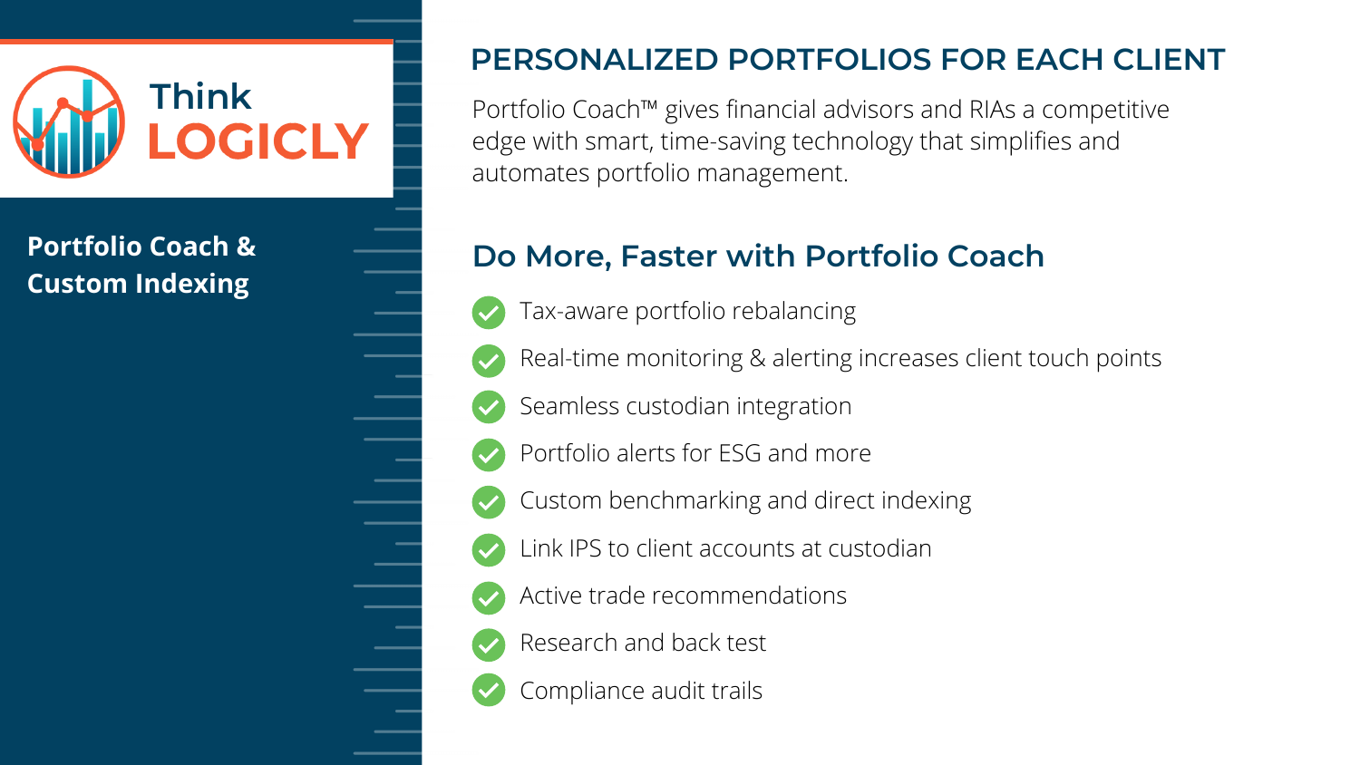Think LOGICLY

**Portfolio Coach & Custom Indexing**

## PERSONALIZED PORTFOLIOS FOR EACH CLIENT

Portfolio Coach™ gives financial advisors and RIAs a competitive edge with smart, time-saving technology that simplifies and automates portfolio management.

## Do More, Faster with Portfolio Coach

- Tax-aware portfolio rebalancing
- Real-time monitoring & alerting increases client touch points
- Seamless custodian integration
- Portfolio alerts for ESG and more
- Custom benchmarking and direct indexing
- Link IPS to client accounts at custodian
- Active trade recommendations
- Research and back test
- Compliance audit trails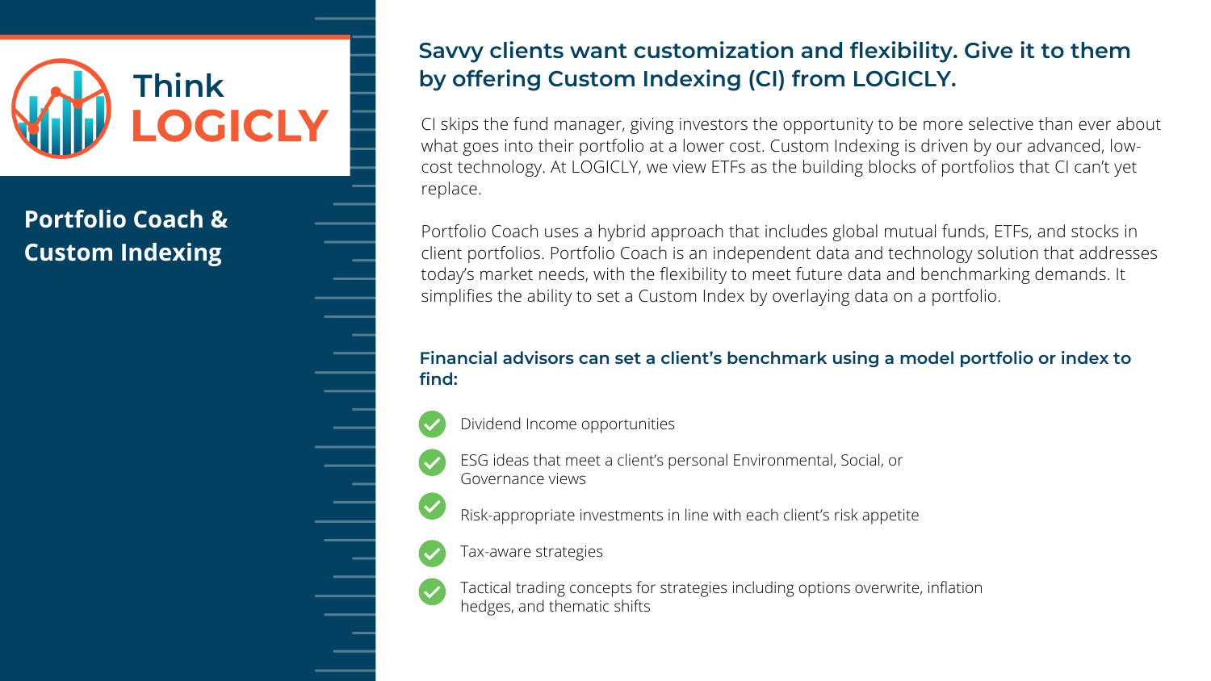Think LOGICLY

## Portfolio Coach & Custom Indexing

## Savvy clients want customization and flexibility. Give it to them by offering Custom Indexing (CI) from LOGICLY.

CI skips the fund manager, giving investors the opportunity to be more selective than ever about what goes into their portfolio at a lower cost. Custom Indexing is driven by our advanced, low-cost technology. At LOGICLY, we view ETFs as the building blocks of portfolios that CI can't yet replace.

Portfolio Coach uses a hybrid approach that includes global mutual funds, ETFs, and stocks in client portfolios. Portfolio Coach is an independent data and technology solution that addresses today's market needs, with the flexibility to meet future data and benchmarking demands. It simplifies the ability to set a Custom Index by overlaying data on a portfolio.

### Financial advisors can set a client's benchmark using a model portfolio or index to find:

- Dividend Income opportunities
- ESG ideas that meet a client's personal Environmental, Social, or Governance views
- Risk-appropriate investments in line with each client's risk appetite
- Tax-aware strategies
- Tactical trading concepts for strategies including options overwrite, inflation hedges, and thematic shifts